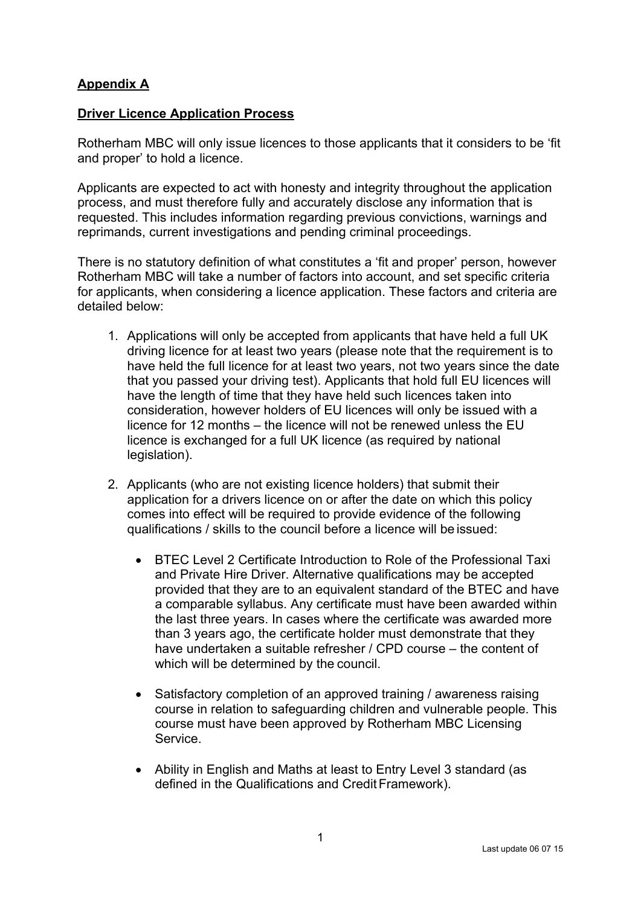## **Appendix A**

## **Driver Licence Application Process**

Rotherham MBC will only issue licences to those applicants that it considers to be 'fit and proper' to hold a licence.

Applicants are expected to act with honesty and integrity throughout the application process, and must therefore fully and accurately disclose any information that is requested. This includes information regarding previous convictions, warnings and reprimands, current investigations and pending criminal proceedings.

There is no statutory definition of what constitutes a 'fit and proper' person, however Rotherham MBC will take a number of factors into account, and set specific criteria for applicants, when considering a licence application. These factors and criteria are detailed below:

1. Applications will only be accepted from applicants that have held a full UK driving licence for at least two years (please note that the requirement is to have held the full licence for at least two years, not two years since the date that you passed your driving test). Applicants that hold full EU licences will have the length of time that they have held such licences taken into consideration, however holders of EU licences will only be issued with a licence for 12 months – the licence will not be renewed unless the EU licence is exchanged for a full UK licence (as required by national legislation).

2. Applicants (who are not existing licence holders) that submit their application for a drivers licence on or after the date on which this policy comes into effect will be required to provide evidence of the following qualifications / skills to the council before a licence will be issued:

   - BTEC Level 2 Certificate Introduction to Role of the Professional Taxi and Private Hire Driver. Alternative qualifications may be accepted provided that they are to an equivalent standard of the BTEC and have a comparable syllabus. Any certificate must have been awarded within the last three years. In cases where the certificate was awarded more than 3 years ago, the certificate holder must demonstrate that they have undertaken a suitable refresher / CPD course – the content of which will be determined by the council.

   - Satisfactory completion of an approved training / awareness raising course in relation to safeguarding children and vulnerable people. This course must have been approved by Rotherham MBC Licensing Service.

   - Ability in English and Maths at least to Entry Level 3 standard (as defined in the Qualifications and Credit Framework).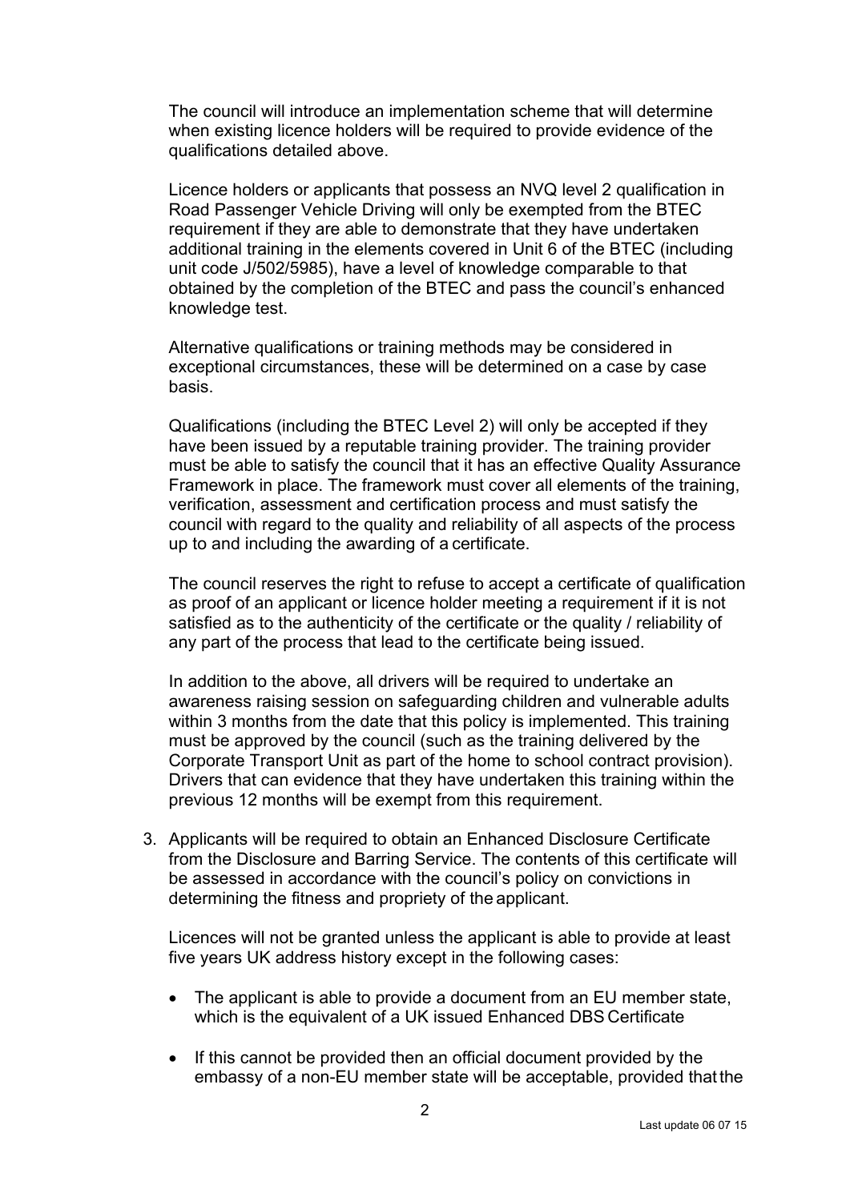The council will introduce an implementation scheme that will determine when existing licence holders will be required to provide evidence of the qualifications detailed above.

Licence holders or applicants that possess an NVQ level 2 qualification in Road Passenger Vehicle Driving will only be exempted from the BTEC requirement if they are able to demonstrate that they have undertaken additional training in the elements covered in Unit 6 of the BTEC (including unit code J/502/5985), have a level of knowledge comparable to that obtained by the completion of the BTEC and pass the council's enhanced knowledge test.

Alternative qualifications or training methods may be considered in exceptional circumstances, these will be determined on a case by case basis.

Qualifications (including the BTEC Level 2) will only be accepted if they have been issued by a reputable training provider. The training provider must be able to satisfy the council that it has an effective Quality Assurance Framework in place. The framework must cover all elements of the training, verification, assessment and certification process and must satisfy the council with regard to the quality and reliability of all aspects of the process up to and including the awarding of a certificate.

The council reserves the right to refuse to accept a certificate of qualification as proof of an applicant or licence holder meeting a requirement if it is not satisfied as to the authenticity of the certificate or the quality / reliability of any part of the process that lead to the certificate being issued.

In addition to the above, all drivers will be required to undertake an awareness raising session on safeguarding children and vulnerable adults within 3 months from the date that this policy is implemented. This training must be approved by the council (such as the training delivered by the Corporate Transport Unit as part of the home to school contract provision). Drivers that can evidence that they have undertaken this training within the previous 12 months will be exempt from this requirement.

3. Applicants will be required to obtain an Enhanced Disclosure Certificate from the Disclosure and Barring Service. The contents of this certificate will be assessed in accordance with the council's policy on convictions in determining the fitness and propriety of the applicant.

   Licences will not be granted unless the applicant is able to provide at least five years UK address history except in the following cases:

   - The applicant is able to provide a document from an EU member state, which is the equivalent of a UK issued Enhanced DBS Certificate

   - If this cannot be provided then an official document provided by the embassy of a non-EU member state will be acceptable, provided that the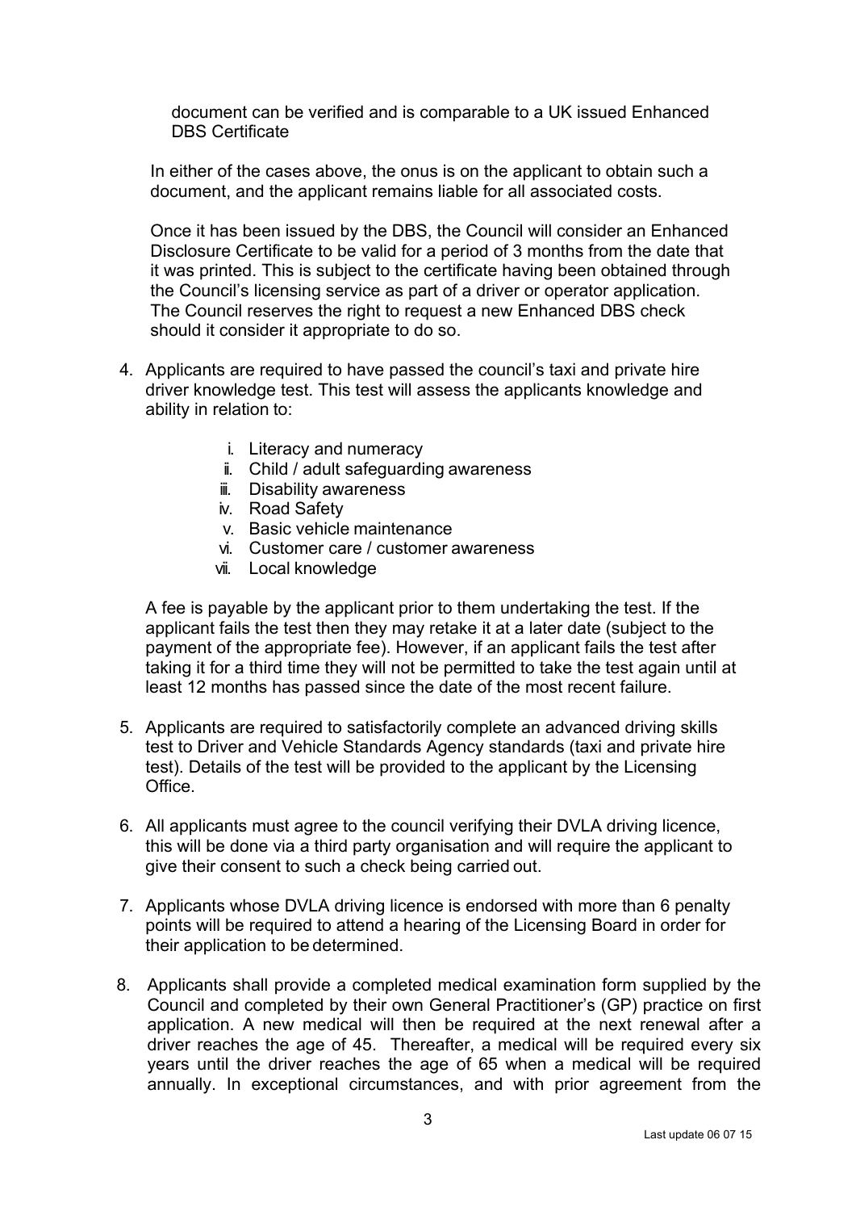document can be verified and is comparable to a UK issued Enhanced DBS Certificate

In either of the cases above, the onus is on the applicant to obtain such a document, and the applicant remains liable for all associated costs.

Once it has been issued by the DBS, the Council will consider an Enhanced Disclosure Certificate to be valid for a period of 3 months from the date that it was printed. This is subject to the certificate having been obtained through the Council's licensing service as part of a driver or operator application. The Council reserves the right to request a new Enhanced DBS check should it consider it appropriate to do so.

4. Applicants are required to have passed the council's taxi and private hire driver knowledge test. This test will assess the applicants knowledge and ability in relation to:

   i. Literacy and numeracy
   ii. Child / adult safeguarding awareness
   iii. Disability awareness
   iv. Road Safety
   v. Basic vehicle maintenance
   vi. Customer care / customer awareness
   vii. Local knowledge

   A fee is payable by the applicant prior to them undertaking the test. If the applicant fails the test then they may retake it at a later date (subject to the payment of the appropriate fee). However, if an applicant fails the test after taking it for a third time they will not be permitted to take the test again until at least 12 months has passed since the date of the most recent failure.

5. Applicants are required to satisfactorily complete an advanced driving skills test to Driver and Vehicle Standards Agency standards (taxi and private hire test). Details of the test will be provided to the applicant by the Licensing Office.

6. All applicants must agree to the council verifying their DVLA driving licence, this will be done via a third party organisation and will require the applicant to give their consent to such a check being carried out.

7. Applicants whose DVLA driving licence is endorsed with more than 6 penalty points will be required to attend a hearing of the Licensing Board in order for their application to be determined.

8. Applicants shall provide a completed medical examination form supplied by the Council and completed by their own General Practitioner's (GP) practice on first application. A new medical will then be required at the next renewal after a driver reaches the age of 45. Thereafter, a medical will be required every six years until the driver reaches the age of 65 when a medical will be required annually. In exceptional circumstances, and with prior agreement from the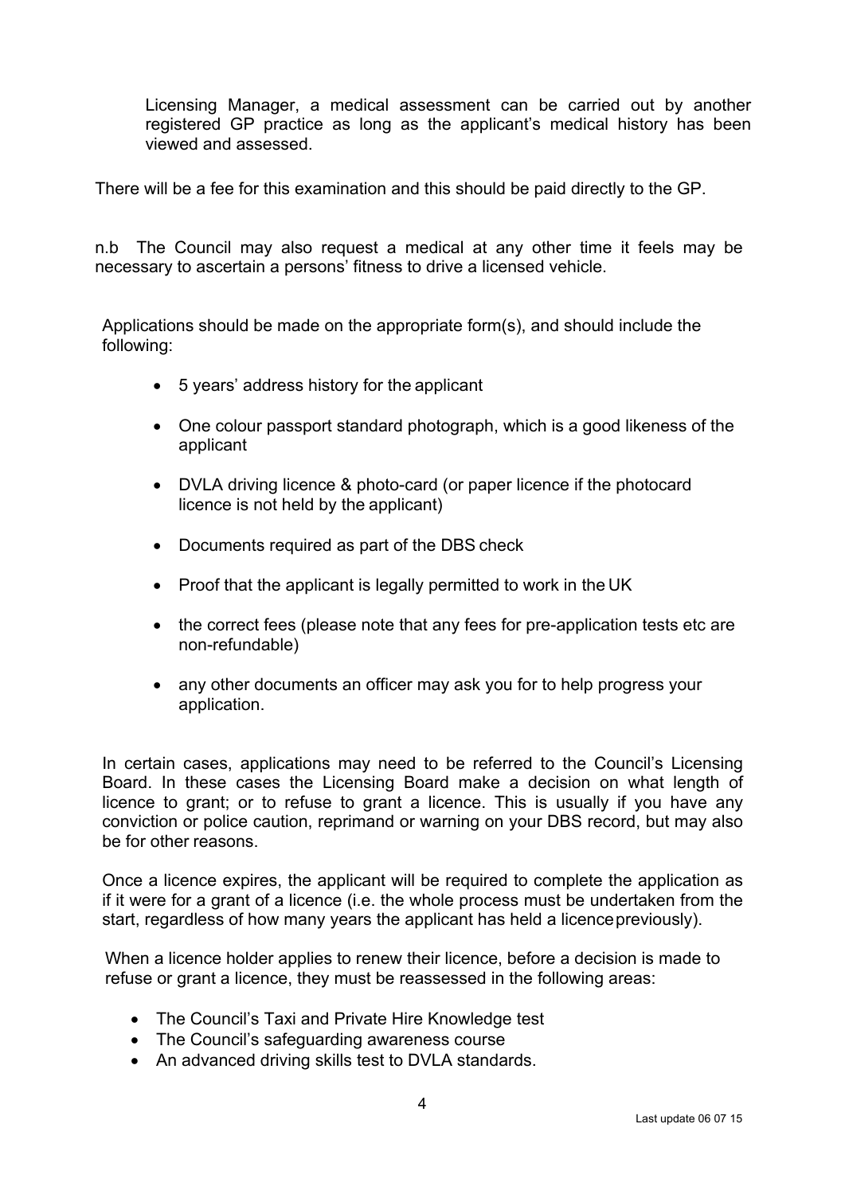Licensing Manager, a medical assessment can be carried out by another registered GP practice as long as the applicant's medical history has been viewed and assessed.

There will be a fee for this examination and this should be paid directly to the GP.

n.b The Council may also request a medical at any other time it feels may be necessary to ascertain a persons' fitness to drive a licensed vehicle.

Applications should be made on the appropriate form(s), and should include the following:

- 5 years' address history for the applicant
- One colour passport standard photograph, which is a good likeness of the applicant
- DVLA driving licence & photo-card (or paper licence if the photocard licence is not held by the applicant)
- Documents required as part of the DBS check
- Proof that the applicant is legally permitted to work in the UK
- the correct fees (please note that any fees for pre-application tests etc are non-refundable)
- any other documents an officer may ask you for to help progress your application.

In certain cases, applications may need to be referred to the Council's Licensing Board. In these cases the Licensing Board make a decision on what length of licence to grant; or to refuse to grant a licence. This is usually if you have any conviction or police caution, reprimand or warning on your DBS record, but may also be for other reasons.

Once a licence expires, the applicant will be required to complete the application as if it were for a grant of a licence (i.e. the whole process must be undertaken from the start, regardless of how many years the applicant has held a licence previously).

When a licence holder applies to renew their licence, before a decision is made to refuse or grant a licence, they must be reassessed in the following areas:

- The Council's Taxi and Private Hire Knowledge test
- The Council's safeguarding awareness course
- An advanced driving skills test to DVLA standards.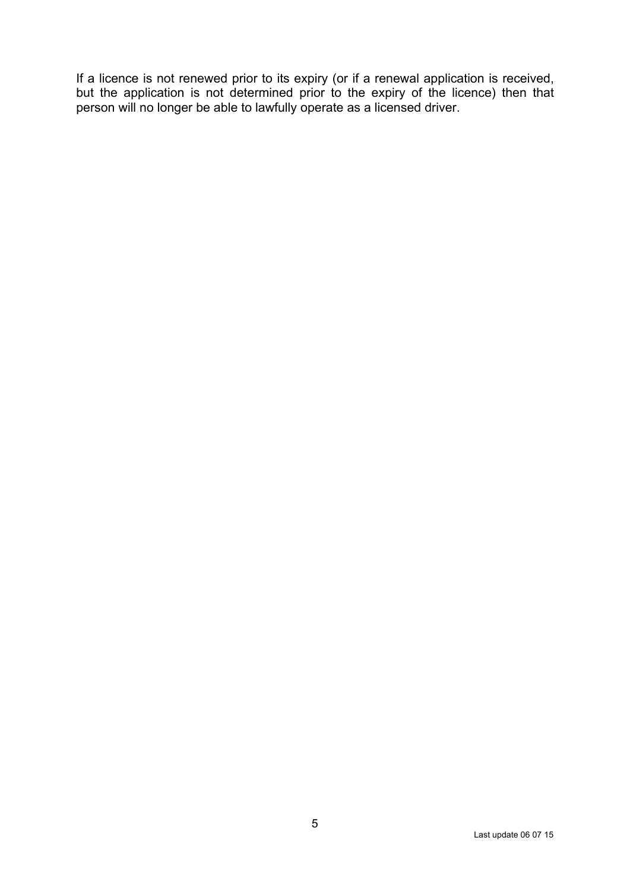If a licence is not renewed prior to its expiry (or if a renewal application is received, but the application is not determined prior to the expiry of the licence) then that person will no longer be able to lawfully operate as a licensed driver.